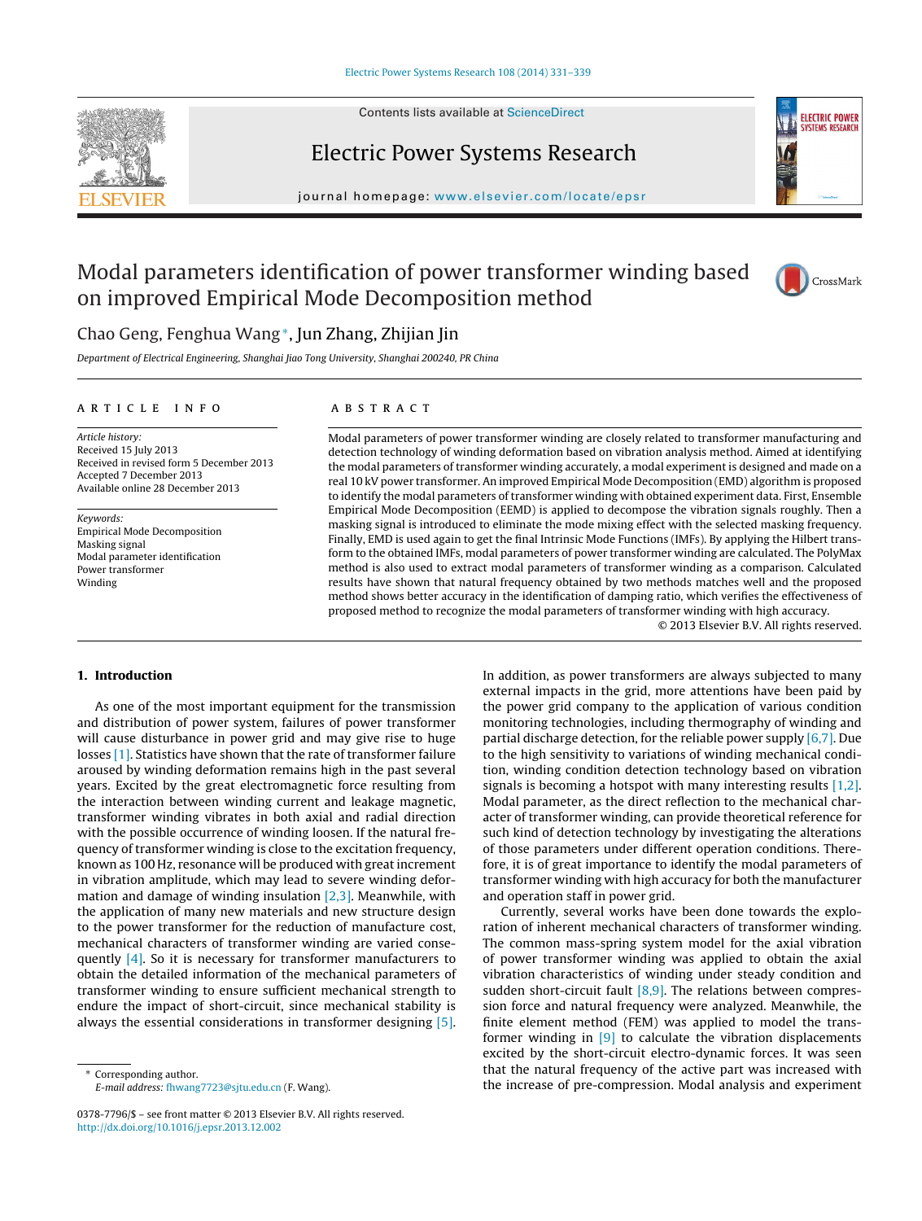# Modal parameters identification of power transformer winding based on improved Empirical Mode Decomposition method

Chao Geng, Fenghua Wang*, Jun Zhang, Zhijian Jin

*Department of Electrical Engineering, Shanghai Jiao Tong University, Shanghai 200240, PR China*

**ARTICLE INFO**

*Article history:*
Received 15 July 2013
Received in revised form 5 December 2013
Accepted 7 December 2013
Available online 28 December 2013

*Keywords:*
Empirical Mode Decomposition
Masking signal
Modal parameter identification
Power transformer
Winding

**ABSTRACT**

Modal parameters of power transformer winding are closely related to transformer manufacturing and detection technology of winding deformation based on vibration analysis method. Aimed at identifying the modal parameters of transformer winding accurately, a modal experiment is designed and made on a real 10 kV power transformer. An improved Empirical Mode Decomposition (EMD) algorithm is proposed to identify the modal parameters of transformer winding with obtained experiment data. First, Ensemble Empirical Mode Decomposition (EEMD) is applied to decompose the vibration signals roughly. Then a masking signal is introduced to eliminate the mode mixing effect with the selected masking frequency. Finally, EMD is used again to get the final Intrinsic Mode Functions (IMFs). By applying the Hilbert transform to the obtained IMFs, modal parameters of power transformer winding are calculated. The PolyMax method is also used to extract modal parameters of transformer winding as a comparison. Calculated results have shown that natural frequency obtained by two methods matches well and the proposed method shows better accuracy in the identification of damping ratio, which verifies the effectiveness of proposed method to recognize the modal parameters of transformer winding with high accuracy.

© 2013 Elsevier B.V. All rights reserved.

## 1. Introduction

As one of the most important equipment for the transmission and distribution of power system, failures of power transformer will cause disturbance in power grid and may give rise to huge losses [1]. Statistics have shown that the rate of transformer failure aroused by winding deformation remains high in the past several years. Excited by the great electromagnetic force resulting from the interaction between winding current and leakage magnetic, transformer winding vibrates in both axial and radial direction with the possible occurrence of winding loosen. If the natural frequency of transformer winding is close to the excitation frequency, known as 100 Hz, resonance will be produced with great increment in vibration amplitude, which may lead to severe winding deformation and damage of winding insulation [2,3]. Meanwhile, with the application of many new materials and new structure design to the power transformer for the reduction of manufacture cost, mechanical characters of transformer winding are varied consequently [4]. So it is necessary for transformer manufacturers to obtain the detailed information of the mechanical parameters of transformer winding to ensure sufficient mechanical strength to endure the impact of short-circuit, since mechanical stability is always the essential considerations in transformer designing [5].

In addition, as power transformers are always subjected to many external impacts in the grid, more attentions have been paid by the power grid company to the application of various condition monitoring technologies, including thermography of winding and partial discharge detection, for the reliable power supply [6,7]. Due to the high sensitivity to variations of winding mechanical condition, winding condition detection technology based on vibration signals is becoming a hotspot with many interesting results [1,2]. Modal parameter, as the direct reflection to the mechanical character of transformer winding, can provide theoretical reference for such kind of detection technology by investigating the alterations of those parameters under different operation conditions. Therefore, it is of great importance to identify the modal parameters of transformer winding with high accuracy for both the manufacturer and operation staff in power grid.

Currently, several works have been done towards the exploration of inherent mechanical characters of transformer winding. The common mass-spring system model for the axial vibration of power transformer winding was applied to obtain the axial vibration characteristics of winding under steady condition and sudden short-circuit fault [8,9]. The relations between compression force and natural frequency were analyzed. Meanwhile, the finite element method (FEM) was applied to model the transformer winding in [9] to calculate the vibration displacements excited by the short-circuit electro-dynamic forces. It was seen that the natural frequency of the active part was increased with the increase of pre-compression. Modal analysis and experiment

* Corresponding author.
E-mail address: fhwang7723@sjtu.edu.cn (F. Wang).

0378-7796/$ – see front matter © 2013 Elsevier B.V. All rights reserved.
http://dx.doi.org/10.1016/j.epsr.2013.12.002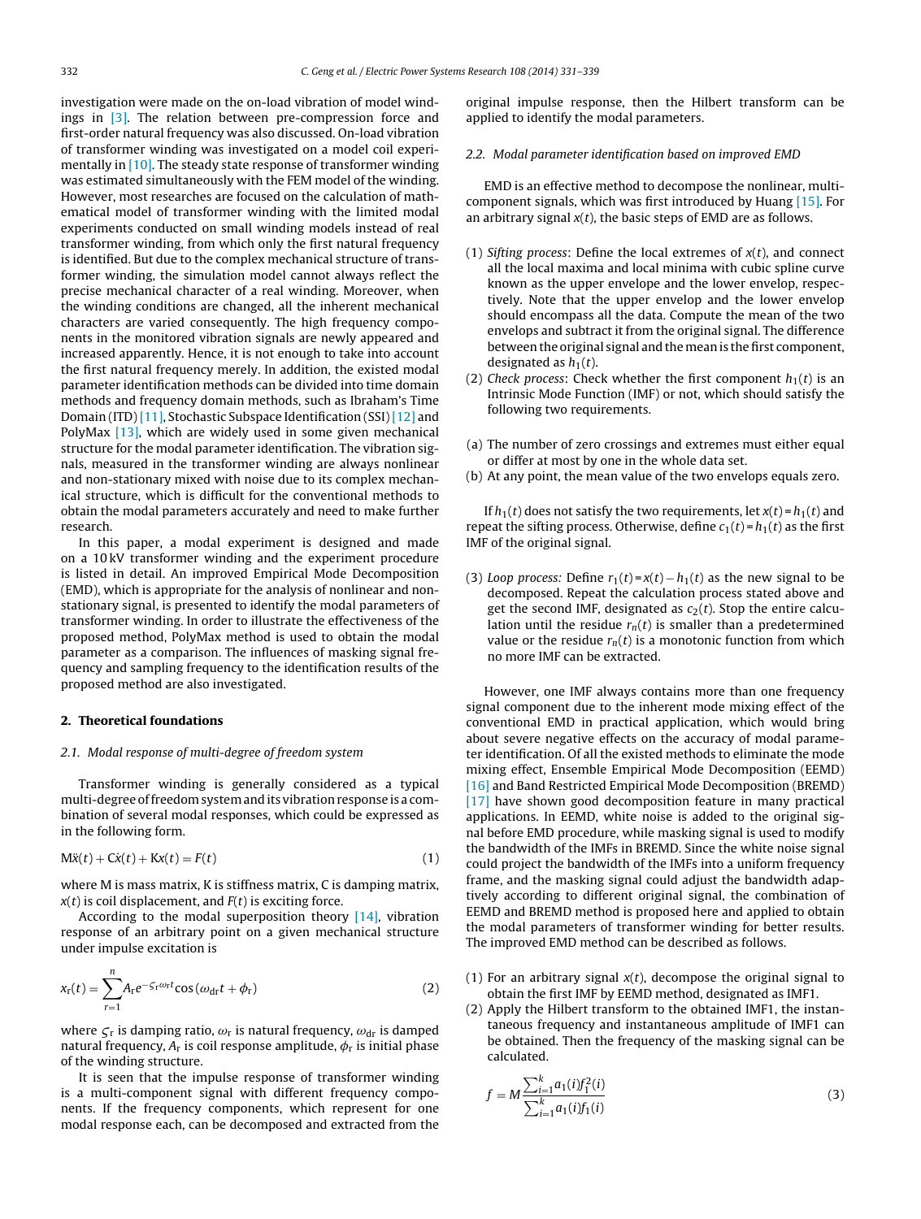investigation were made on the on-load vibration of model windings in [3]. The relation between pre-compression force and first-order natural frequency was also discussed. On-load vibration of transformer winding was investigated on a model coil experimentally in [10]. The steady state response of transformer winding was estimated simultaneously with the FEM model of the winding. However, most researches are focused on the calculation of mathematical model of transformer winding with the limited modal experiments conducted on small winding models instead of real transformer winding, from which only the first natural frequency is identified. But due to the complex mechanical structure of transformer winding, the simulation model cannot always reflect the precise mechanical character of a real winding. Moreover, when the winding conditions are changed, all the inherent mechanical characters are varied consequently. The high frequency components in the monitored vibration signals are newly appeared and increased apparently. Hence, it is not enough to take into account the first natural frequency merely. In addition, the existed modal parameter identification methods can be divided into time domain methods and frequency domain methods, such as Ibraham's Time Domain (ITD) [11], Stochastic Subspace Identification (SSI) [12] and PolyMax [13], which are widely used in some given mechanical structure for the modal parameter identification. The vibration signals, measured in the transformer winding are always nonlinear and non-stationary mixed with noise due to its complex mechanical structure, which is difficult for the conventional methods to obtain the modal parameters accurately and need to make further research.

In this paper, a modal experiment is designed and made on a 10 kV transformer winding and the experiment procedure is listed in detail. An improved Empirical Mode Decomposition (EMD), which is appropriate for the analysis of nonlinear and non-stationary signal, is presented to identify the modal parameters of transformer winding. In order to illustrate the effectiveness of the proposed method, PolyMax method is used to obtain the modal parameter as a comparison. The influences of masking signal frequency and sampling frequency to the identification results of the proposed method are also investigated.

## 2. Theoretical foundations

### 2.1. Modal response of multi-degree of freedom system

Transformer winding is generally considered as a typical multi-degree of freedom system and its vibration response is a combination of several modal responses, which could be expressed as in the following form.

$$\mathrm{M}\ddot{x}(t) + \mathrm{C}\dot{x}(t) + \mathrm{K}x(t) = F(t) \tag{1}$$

where M is mass matrix, K is stiffness matrix, C is damping matrix, $x(t)$ is coil displacement, and $F(t)$ is exciting force.

According to the modal superposition theory [14], vibration response of an arbitrary point on a given mechanical structure under impulse excitation is

$$x_\mathrm{r}(t) = \sum_{r=1}^{n} A_\mathrm{r} e^{-\varsigma_\mathrm{r}\omega_\mathrm{r} t} \cos(\omega_\mathrm{dr} t + \phi_\mathrm{r}) \tag{2}$$

where $\varsigma_\mathrm{r}$ is damping ratio, $\omega_\mathrm{r}$ is natural frequency, $\omega_\mathrm{dr}$ is damped natural frequency, $A_\mathrm{r}$ is coil response amplitude, $\phi_\mathrm{r}$ is initial phase of the winding structure.

It is seen that the impulse response of transformer winding is a multi-component signal with different frequency components. If the frequency components, which represent for one modal response each, can be decomposed and extracted from the original impulse response, then the Hilbert transform can be applied to identify the modal parameters.

### 2.2. Modal parameter identification based on improved EMD

EMD is an effective method to decompose the nonlinear, multi-component signals, which was first introduced by Huang [15]. For an arbitrary signal $x(t)$, the basic steps of EMD are as follows.

(1) *Sifting process*: Define the local extremes of $x(t)$, and connect all the local maxima and local minima with cubic spline curve known as the upper envelope and the lower envelop, respectively. Note that the upper envelop and the lower envelop should encompass all the data. Compute the mean of the two envelops and subtract it from the original signal. The difference between the original signal and the mean is the first component, designated as $h_1(t)$.

(2) *Check process*: Check whether the first component $h_1(t)$ is an Intrinsic Mode Function (IMF) or not, which should satisfy the following two requirements.

(a) The number of zero crossings and extremes must either equal or differ at most by one in the whole data set.
(b) At any point, the mean value of the two envelops equals zero.

If $h_1(t)$ does not satisfy the two requirements, let $x(t) = h_1(t)$ and repeat the sifting process. Otherwise, define $c_1(t) = h_1(t)$ as the first IMF of the original signal.

(3) *Loop process:* Define $r_1(t) = x(t) - h_1(t)$ as the new signal to be decomposed. Repeat the calculation process stated above and get the second IMF, designated as $c_2(t)$. Stop the entire calculation until the residue $r_n(t)$ is smaller than a predetermined value or the residue $r_n(t)$ is a monotonic function from which no more IMF can be extracted.

However, one IMF always contains more than one frequency signal component due to the inherent mode mixing effect of the conventional EMD in practical application, which would bring about severe negative effects on the accuracy of modal parameter identification. Of all the existed methods to eliminate the mode mixing effect, Ensemble Empirical Mode Decomposition (EEMD) [16] and Band Restricted Empirical Mode Decomposition (BREMD) [17] have shown good decomposition feature in many practical applications. In EEMD, white noise is added to the original signal before EMD procedure, while masking signal is used to modify the bandwidth of the IMFs in BREMD. Since the white noise signal could project the bandwidth of the IMFs into a uniform frequency frame, and the masking signal could adjust the bandwidth adaptively according to different original signal, the combination of EEMD and BREMD method is proposed here and applied to obtain the modal parameters of transformer winding for better results. The improved EMD method can be described as follows.

(1) For an arbitrary signal $x(t)$, decompose the original signal to obtain the first IMF by EEMD method, designated as IMF1.
(2) Apply the Hilbert transform to the obtained IMF1, the instantaneous frequency and instantaneous amplitude of IMF1 can be obtained. Then the frequency of the masking signal can be calculated.

$$f = M\frac{\sum_{i=1}^{k} a_1(i) f_1^2(i)}{\sum_{i=1}^{k} a_1(i) f_1(i)} \tag{3}$$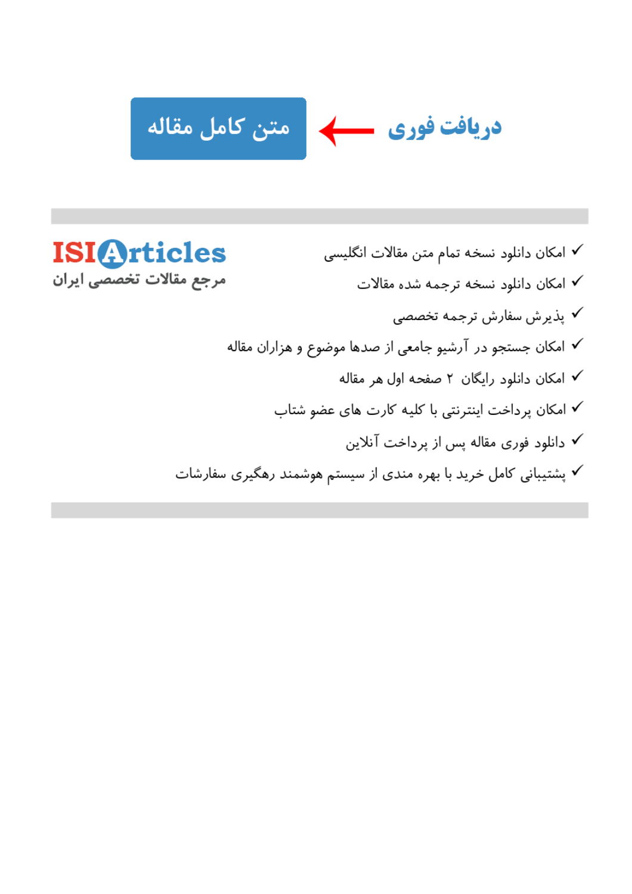دریافت فوری ← متن کامل مقاله

**ISIArticles**
مرجع مقالات تخصصی ایران

- ✓ امکان دانلود نسخه تمام متن مقالات انگلیسی
- ✓ امکان دانلود نسخه ترجمه شده مقالات
- ✓ پذیرش سفارش ترجمه تخصصی
- ✓ امکان جستجو در آرشیو جامعی از صدها موضوع و هزاران مقاله
- ✓ امکان دانلود رایگان ۲ صفحه اول هر مقاله
- ✓ امکان پرداخت اینترنتی با کلیه کارت های عضو شتاب
- ✓ دانلود فوری مقاله پس از پرداخت آنلاین
- ✓ پشتیبانی کامل خرید با بهره مندی از سیستم هوشمند رهگیری سفارشات